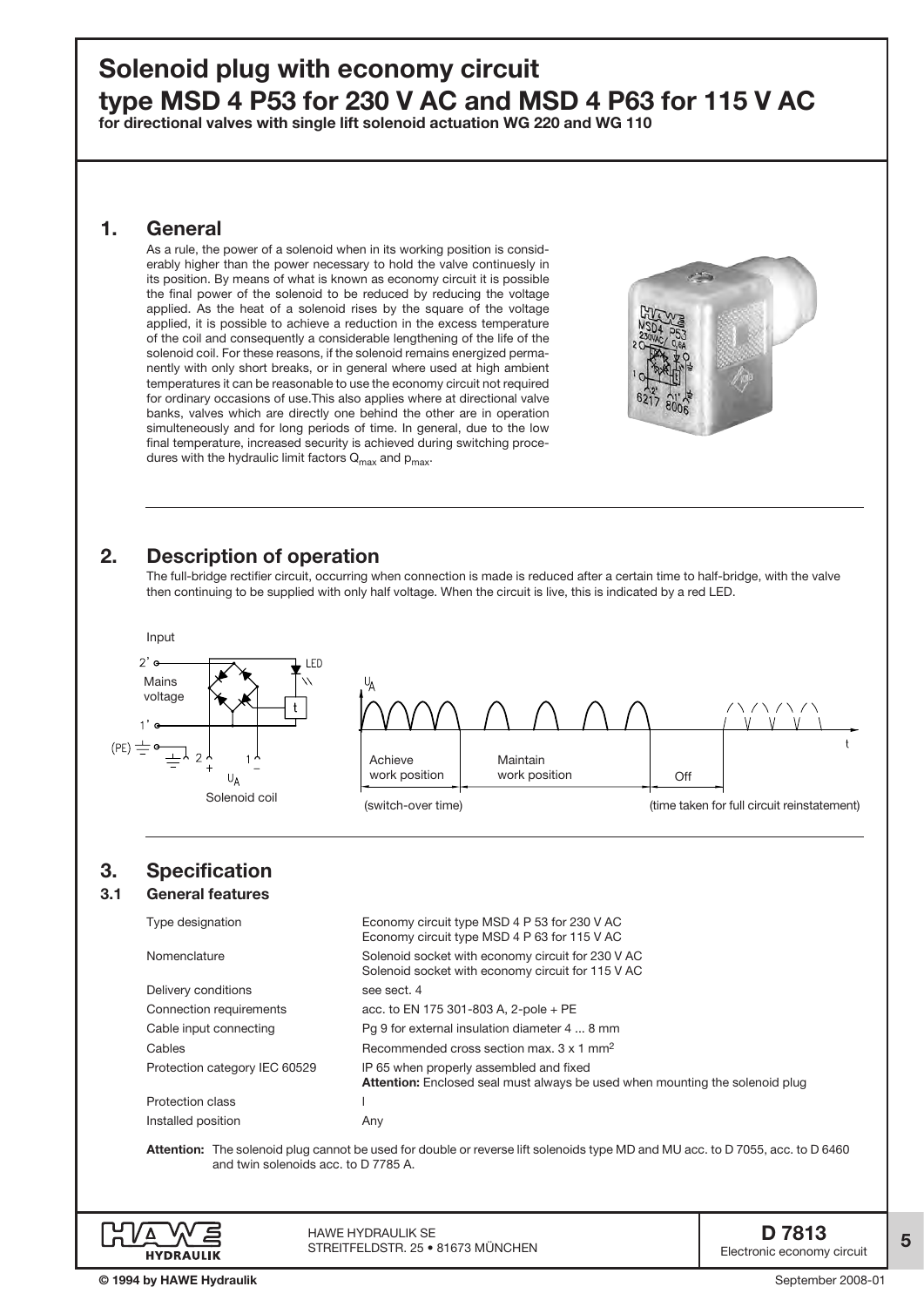# Solenoid plug with economy circuit type MSD 4 P53 for 230 V AC and MSD 4 P63 for 115 V AC

**for directional valves with single lift solenoid actuation WG 220 and WG 110**

## 1. General

As a rule, the power of a solenoid when in its working position is considerably higher than the power necessary to hold the valve continuesly in its position. By means of what is known as economy circuit it is possible the final power of the solenoid to be reduced by reducing the voltage applied. As the heat of a solenoid rises by the square of the voltage applied, it is possible to achieve a reduction in the excess temperature of the coil and consequently a considerable lengthening of the life of the solenoid coil. For these reasons, if the solenoid remains energized permanently with only short breaks, or in general where used at high ambient temperatures it can be reasonable to use the economy circuit not required for ordinary occasions of use.This also applies where at directional valve banks, valves which are directly one behind the other are in operation simulteneously and for long periods of time. In general, due to the low final temperature, increased security is achieved during switching procedures with the hydraulic limit factors $Q_{max}$ and $p_{max}$.

## 2. Description of operation

The full-bridge rectifier circuit, occurring when connection is made is reduced after a certain time to half-bridge, with the valve then continuing to be supplied with only half voltage. When the circuit is live, this is indicated by a red LED.

Input

2' Mains voltage 1' (PE) LED t 2 + 1 − $U_A$

Solenoid coil

$U_A$ t

Achieve work position | Maintain work position | Off

(switch-over time) (time taken for full circuit reinstatement)

## 3. Specification

### 3.1 General features

| | |
|---|---|
| Type designation | Economy circuit type MSD 4 P 53 for 230 V AC<br>Economy circuit type MSD 4 P 63 for 115 V AC |
| Nomenclature | Solenoid socket with economy circuit for 230 V AC<br>Solenoid socket with economy circuit for 115 V AC |
| Delivery conditions | see sect. 4 |
| Connection requirements | acc. to EN 175 301-803 A, 2-pole + PE |
| Cable input connecting | Pg 9 for external insulation diameter 4 ... 8 mm |
| Cables | Recommended cross section max. 3 x 1 mm$^2$ |
| Protection category IEC 60529 | IP 65 when properly assembled and fixed<br>**Attention:** Enclosed seal must always be used when mounting the solenoid plug |
| Protection class | I |
| Installed position | Any |

**Attention:** The solenoid plug cannot be used for double or reverse lift solenoids type MD and MU acc. to D 7055, acc. to D 6460 and twin solenoids acc. to D 7785 A.

HAWE HYDRAULIK SE
STREITFELDSTR. 25 • 81673 MÜNCHEN

**D 7813**
Electronic economy circuit

© 1994 by HAWE Hydraulik

September 2008-01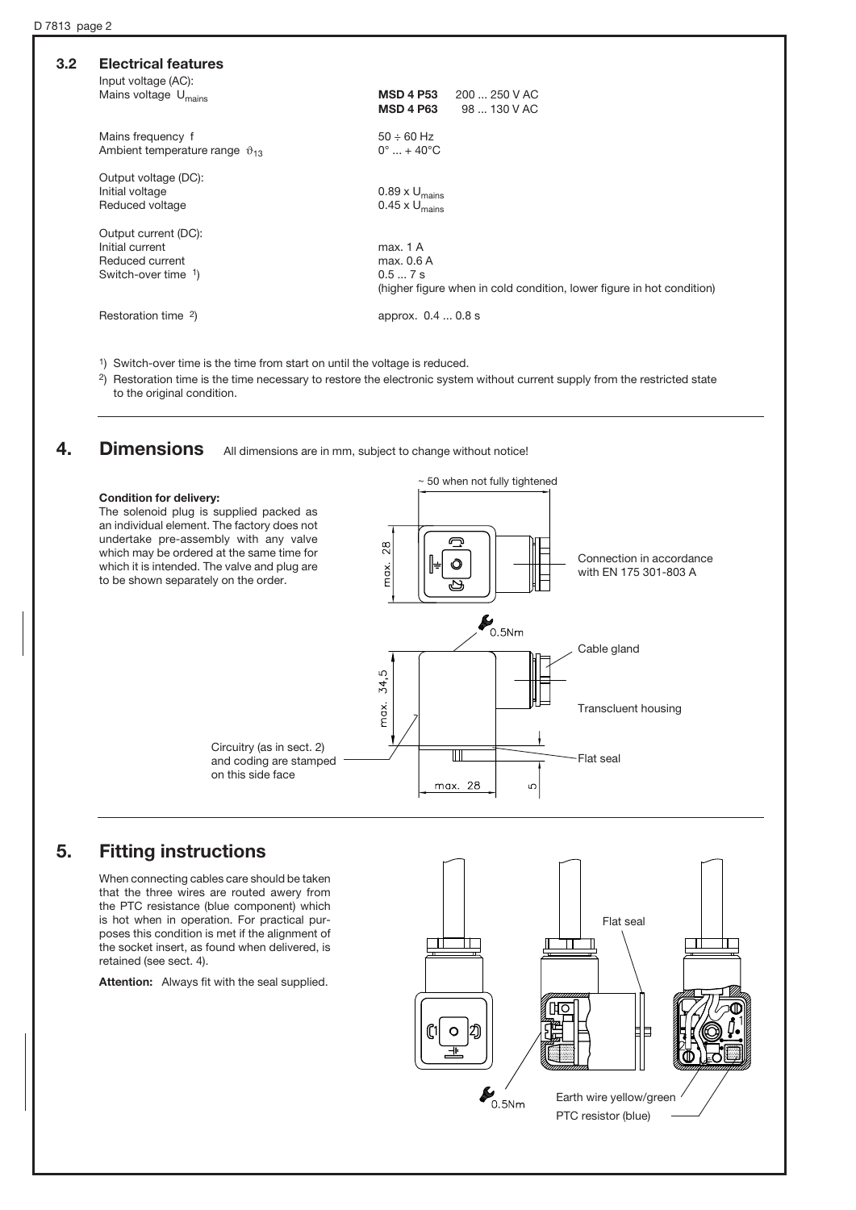## 3.2 Electrical features

| | | |
|---|---|---|
| Input voltage (AC): | | |
| Mains voltage $U_{mains}$ | **MSD 4 P53** | 200 ... 250 V AC |
| | **MSD 4 P63** | 98 ... 130 V AC |
| Mains frequency f | 50 ÷ 60 Hz | |
| Ambient temperature range $\vartheta_{13}$ | 0° ... + 40°C | |
| Output voltage (DC): | | |
| Initial voltage | 0.89 x $U_{mains}$ | |
| Reduced voltage | 0.45 x $U_{mains}$ | |
| Output current (DC): | | |
| Initial current | max. 1 A | |
| Reduced current | max. 0.6 A | |
| Switch-over time [1] | 0.5 ... 7 s (higher figure when in cold condition, lower figure in hot condition) | |
| Restoration time [2] | approx. 0.4 ... 0.8 s | |

[1]) Switch-over time is the time from start on until the voltage is reduced.

[2]) Restoration time is the time necessary to restore the electronic system without current supply from the restricted state to the original condition.

## 4. Dimensions

All dimensions are in mm, subject to change without notice!

**Condition for delivery:**
The solenoid plug is supplied packed as an individual element. The factory does not undertake pre-assembly with any valve which may be ordered at the same time for which it is intended. The valve and plug are to be shown separately on the order.

~ 50 when not fully tightened
max. 28
Connection in accordance with EN 175 301-803 A
0.5Nm
Cable gland
max. 34,5
Transcluent housing
Circuitry (as in sect. 2) and coding are stamped on this side face
Flat seal
max. 28
5

## 5. Fitting instructions

When connecting cables care should be taken that the three wires are routed awery from the PTC resistance (blue component) which is hot when in operation. For practical purposes this condition is met if the alignment of the socket insert, as found when delivered, is retained (see sect. 4).

**Attention:** Always fit with the seal supplied.

Flat seal
0.5Nm
Earth wire yellow/green
PTC resistor (blue)